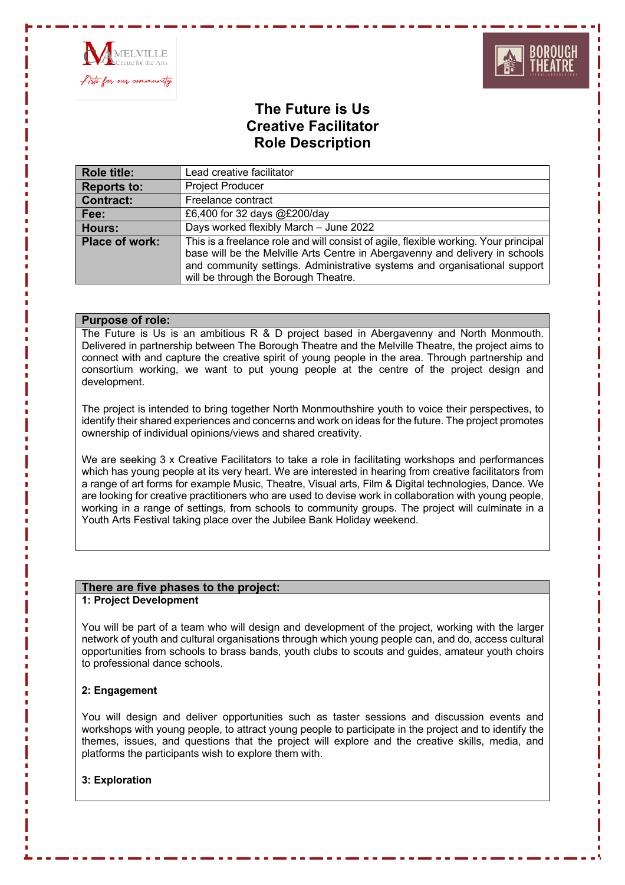# The Future is Us
# Creative Facilitator
# Role Description

| **Role title:** | Lead creative facilitator |
|---|---|
| **Reports to:** | Project Producer |
| **Contract:** | Freelance contract |
| **Fee:** | £6,400 for 32 days @£200/day |
| **Hours:** | Days worked flexibly March – June 2022 |
| **Place of work:** | This is a freelance role and will consist of agile, flexible working. Your principal base will be the Melville Arts Centre in Abergavenny and delivery in schools and community settings. Administrative systems and organisational support will be through the Borough Theatre. |

## Purpose of role:

The Future is Us is an ambitious R & D project based in Abergavenny and North Monmouth. Delivered in partnership between The Borough Theatre and the Melville Theatre, the project aims to connect with and capture the creative spirit of young people in the area. Through partnership and consortium working, we want to put young people at the centre of the project design and development.

The project is intended to bring together North Monmouthshire youth to voice their perspectives, to identify their shared experiences and concerns and work on ideas for the future. The project promotes ownership of individual opinions/views and shared creativity.

We are seeking 3 x Creative Facilitators to take a role in facilitating workshops and performances which has young people at its very heart. We are interested in hearing from creative facilitators from a range of art forms for example Music, Theatre, Visual arts, Film & Digital technologies, Dance. We are looking for creative practitioners who are used to devise work in collaboration with young people, working in a range of settings, from schools to community groups. The project will culminate in a Youth Arts Festival taking place over the Jubilee Bank Holiday weekend.

## There are five phases to the project:

**1: Project Development**

You will be part of a team who will design and development of the project, working with the larger network of youth and cultural organisations through which young people can, and do, access cultural opportunities from schools to brass bands, youth clubs to scouts and guides, amateur youth choirs to professional dance schools.

**2: Engagement**

You will design and deliver opportunities such as taster sessions and discussion events and workshops with young people, to attract young people to participate in the project and to identify the themes, issues, and questions that the project will explore and the creative skills, media, and platforms the participants wish to explore them with.

**3: Exploration**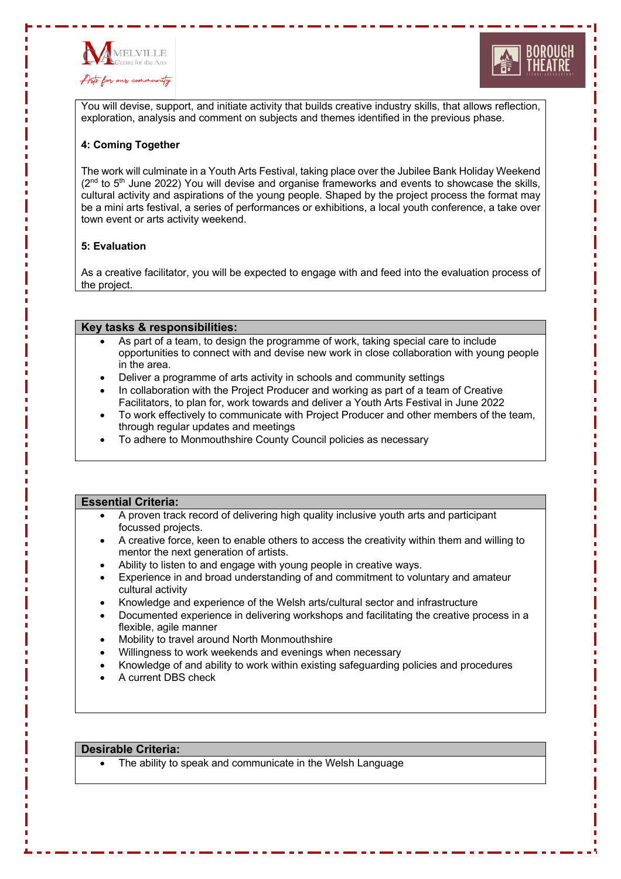You will devise, support, and initiate activity that builds creative industry skills, that allows reflection, exploration, analysis and comment on subjects and themes identified in the previous phase.

**4: Coming Together**

The work will culminate in a Youth Arts Festival, taking place over the Jubilee Bank Holiday Weekend (2nd to 5th June 2022) You will devise and organise frameworks and events to showcase the skills, cultural activity and aspirations of the young people. Shaped by the project process the format may be a mini arts festival, a series of performances or exhibitions, a local youth conference, a take over town event or arts activity weekend.

**5: Evaluation**

As a creative facilitator, you will be expected to engage with and feed into the evaluation process of the project.

## Key tasks & responsibilities:

- As part of a team, to design the programme of work, taking special care to include opportunities to connect with and devise new work in close collaboration with young people in the area.
- Deliver a programme of arts activity in schools and community settings
- In collaboration with the Project Producer and working as part of a team of Creative Facilitators, to plan for, work towards and deliver a Youth Arts Festival in June 2022
- To work effectively to communicate with Project Producer and other members of the team, through regular updates and meetings
- To adhere to Monmouthshire County Council policies as necessary

## Essential Criteria:

- A proven track record of delivering high quality inclusive youth arts and participant focussed projects.
- A creative force, keen to enable others to access the creativity within them and willing to mentor the next generation of artists.
- Ability to listen to and engage with young people in creative ways.
- Experience in and broad understanding of and commitment to voluntary and amateur cultural activity
- Knowledge and experience of the Welsh arts/cultural sector and infrastructure
- Documented experience in delivering workshops and facilitating the creative process in a flexible, agile manner
- Mobility to travel around North Monmouthshire
- Willingness to work weekends and evenings when necessary
- Knowledge of and ability to work within existing safeguarding policies and procedures
- A current DBS check

## Desirable Criteria:

- The ability to speak and communicate in the Welsh Language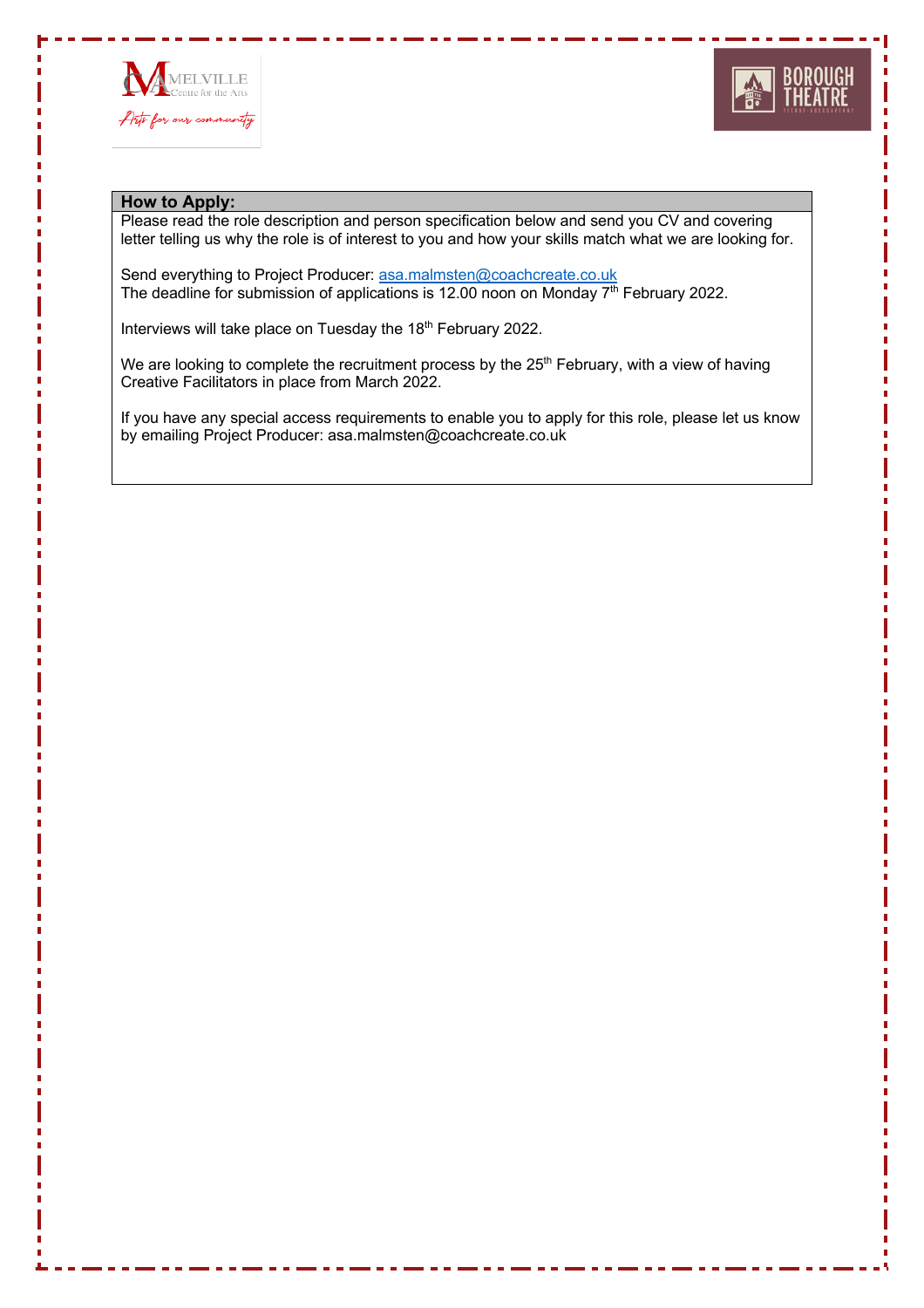## How to Apply:

Please read the role description and person specification below and send you CV and covering letter telling us why the role is of interest to you and how your skills match what we are looking for.

Send everything to Project Producer: asa.malmsten@coachcreate.co.uk
The deadline for submission of applications is 12.00 noon on Monday 7th February 2022.

Interviews will take place on Tuesday the 18th February 2022.

We are looking to complete the recruitment process by the 25th February, with a view of having Creative Facilitators in place from March 2022.

If you have any special access requirements to enable you to apply for this role, please let us know by emailing Project Producer: asa.malmsten@coachcreate.co.uk